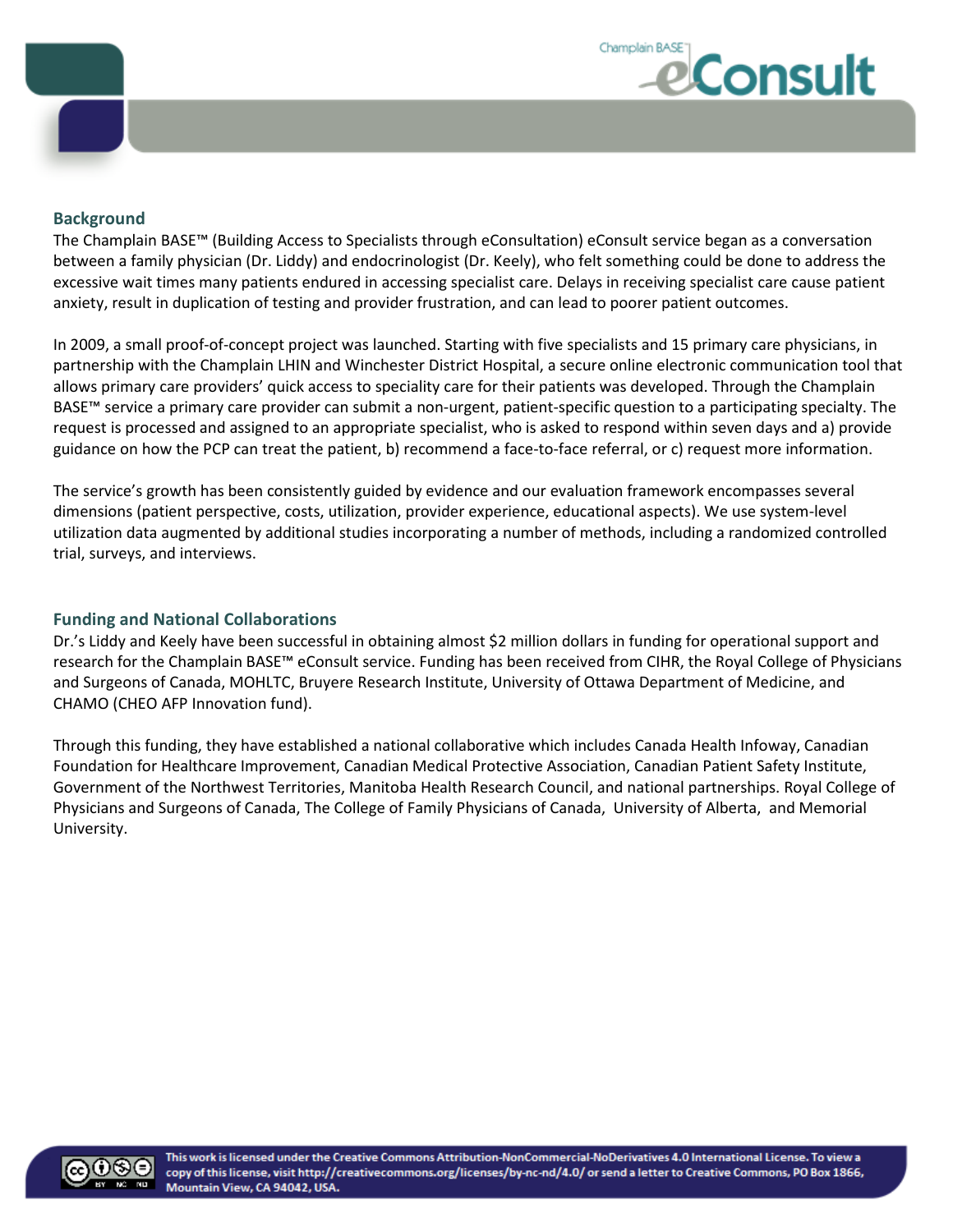## Background

The Champlain BASE™ (Building Access to Specialists through eConsultation) eConsult service began as a conversation between a family physician (Dr. Liddy) and endocrinologist (Dr. Keely), who felt something could be done to address the excessive wait times many patients endured in accessing specialist care. Delays in receiving specialist care cause patient anxiety, result in duplication of testing and provider frustration, and can lead to poorer patient outcomes.

In 2009, a small proof-of-concept project was launched. Starting with five specialists and 15 primary care physicians, in partnership with the Champlain LHIN and Winchester District Hospital, a secure online electronic communication tool that allows primary care providers' quick access to speciality care for their patients was developed. Through the Champlain BASE™ service a primary care provider can submit a non-urgent, patient-specific question to a participating specialty. The request is processed and assigned to an appropriate specialist, who is asked to respond within seven days and a) provide guidance on how the PCP can treat the patient, b) recommend a face-to-face referral, or c) request more information.

The service's growth has been consistently guided by evidence and our evaluation framework encompasses several dimensions (patient perspective, costs, utilization, provider experience, educational aspects). We use system-level utilization data augmented by additional studies incorporating a number of methods, including a randomized controlled trial, surveys, and interviews.

## Funding and National Collaborations

Dr.'s Liddy and Keely have been successful in obtaining almost $2 million dollars in funding for operational support and research for the Champlain BASE™ eConsult service. Funding has been received from CIHR, the Royal College of Physicians and Surgeons of Canada, MOHLTC, Bruyere Research Institute, University of Ottawa Department of Medicine, and CHAMO (CHEO AFP Innovation fund).

Through this funding, they have established a national collaborative which includes Canada Health Infoway, Canadian Foundation for Healthcare Improvement, Canadian Medical Protective Association, Canadian Patient Safety Institute, Government of the Northwest Territories, Manitoba Health Research Council, and national partnerships. Royal College of Physicians and Surgeons of Canada, The College of Family Physicians of Canada, University of Alberta, and Memorial University.

This work is licensed under the Creative Commons Attribution-NonCommercial-NoDerivatives 4.0 International License. To view a copy of this license, visit http://creativecommons.org/licenses/by-nc-nd/4.0/ or send a letter to Creative Commons, PO Box 1866, Mountain View, CA 94042, USA.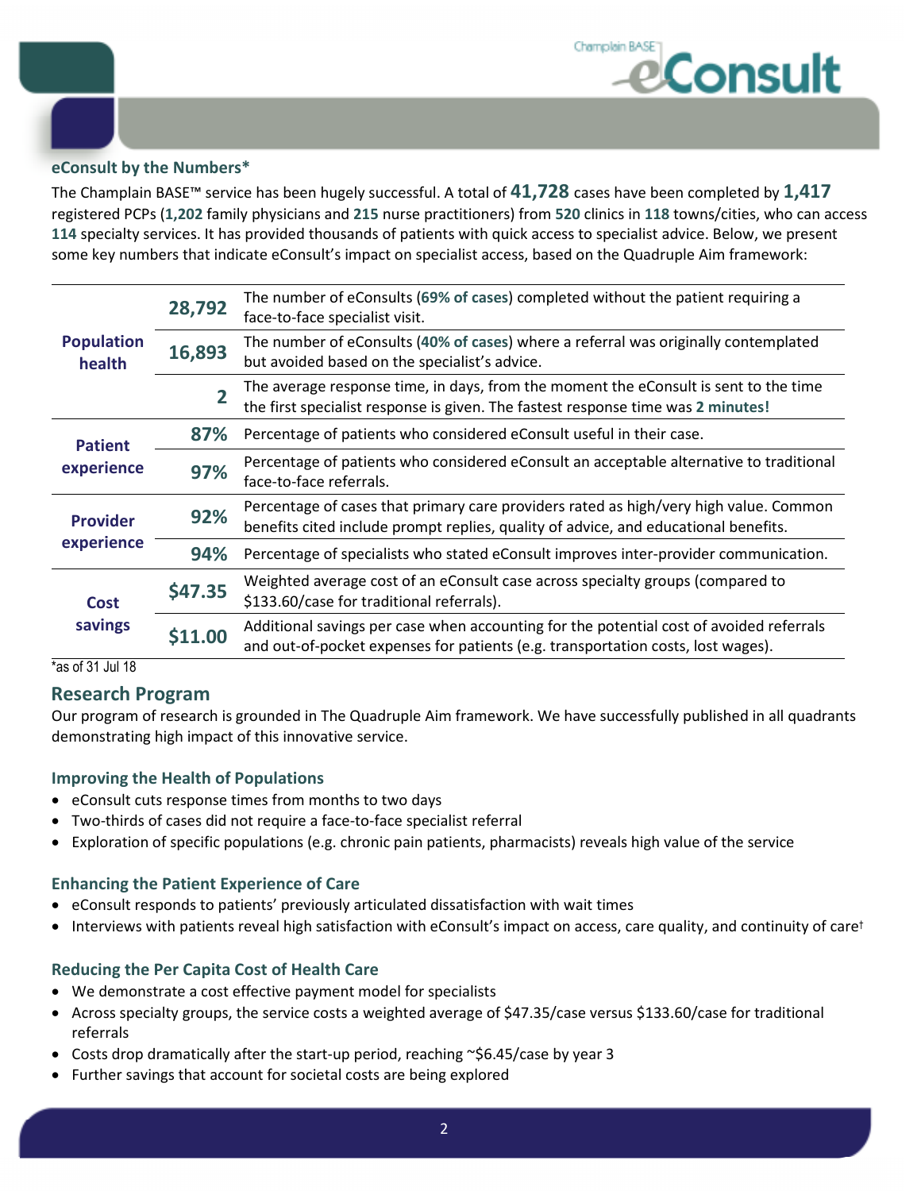## eConsult by the Numbers*

The Champlain BASE™ service has been hugely successful. A total of **41,728** cases have been completed by **1,417** registered PCPs (**1,202** family physicians and **215** nurse practitioners) from **520** clinics in **118** towns/cities, who can access **114** specialty services. It has provided thousands of patients with quick access to specialist advice. Below, we present some key numbers that indicate eConsult's impact on specialist access, based on the Quadruple Aim framework:

| | | |
|---|---|---|
| **Population health** | **28,792** | The number of eConsults (**69% of cases**) completed without the patient requiring a face-to-face specialist visit. |
| | **16,893** | The number of eConsults (**40% of cases**) where a referral was originally contemplated but avoided based on the specialist's advice. |
| | **2** | The average response time, in days, from the moment the eConsult is sent to the time the first specialist response is given. The fastest response time was **2 minutes!** |
| **Patient experience** | **87%** | Percentage of patients who considered eConsult useful in their case. |
| | **97%** | Percentage of patients who considered eConsult an acceptable alternative to traditional face-to-face referrals. |
| **Provider experience** | **92%** | Percentage of cases that primary care providers rated as high/very high value. Common benefits cited include prompt replies, quality of advice, and educational benefits. |
| | **94%** | Percentage of specialists who stated eConsult improves inter-provider communication. |
| **Cost savings** | **$47.35** | Weighted average cost of an eConsult case across specialty groups (compared to $133.60/case for traditional referrals). |
| | **$11.00** | Additional savings per case when accounting for the potential cost of avoided referrals and out-of-pocket expenses for patients (e.g. transportation costs, lost wages). |

*as of 31 Jul 18

## Research Program

Our program of research is grounded in The Quadruple Aim framework. We have successfully published in all quadrants demonstrating high impact of this innovative service.

### Improving the Health of Populations

- eConsult cuts response times from months to two days
- Two-thirds of cases did not require a face-to-face specialist referral
- Exploration of specific populations (e.g. chronic pain patients, pharmacists) reveals high value of the service

### Enhancing the Patient Experience of Care

- eConsult responds to patients' previously articulated dissatisfaction with wait times
- Interviews with patients reveal high satisfaction with eConsult's impact on access, care quality, and continuity of care†

### Reducing the Per Capita Cost of Health Care

- We demonstrate a cost effective payment model for specialists
- Across specialty groups, the service costs a weighted average of $47.35/case versus $133.60/case for traditional referrals
- Costs drop dramatically after the start-up period, reaching ~$6.45/case by year 3
- Further savings that account for societal costs are being explored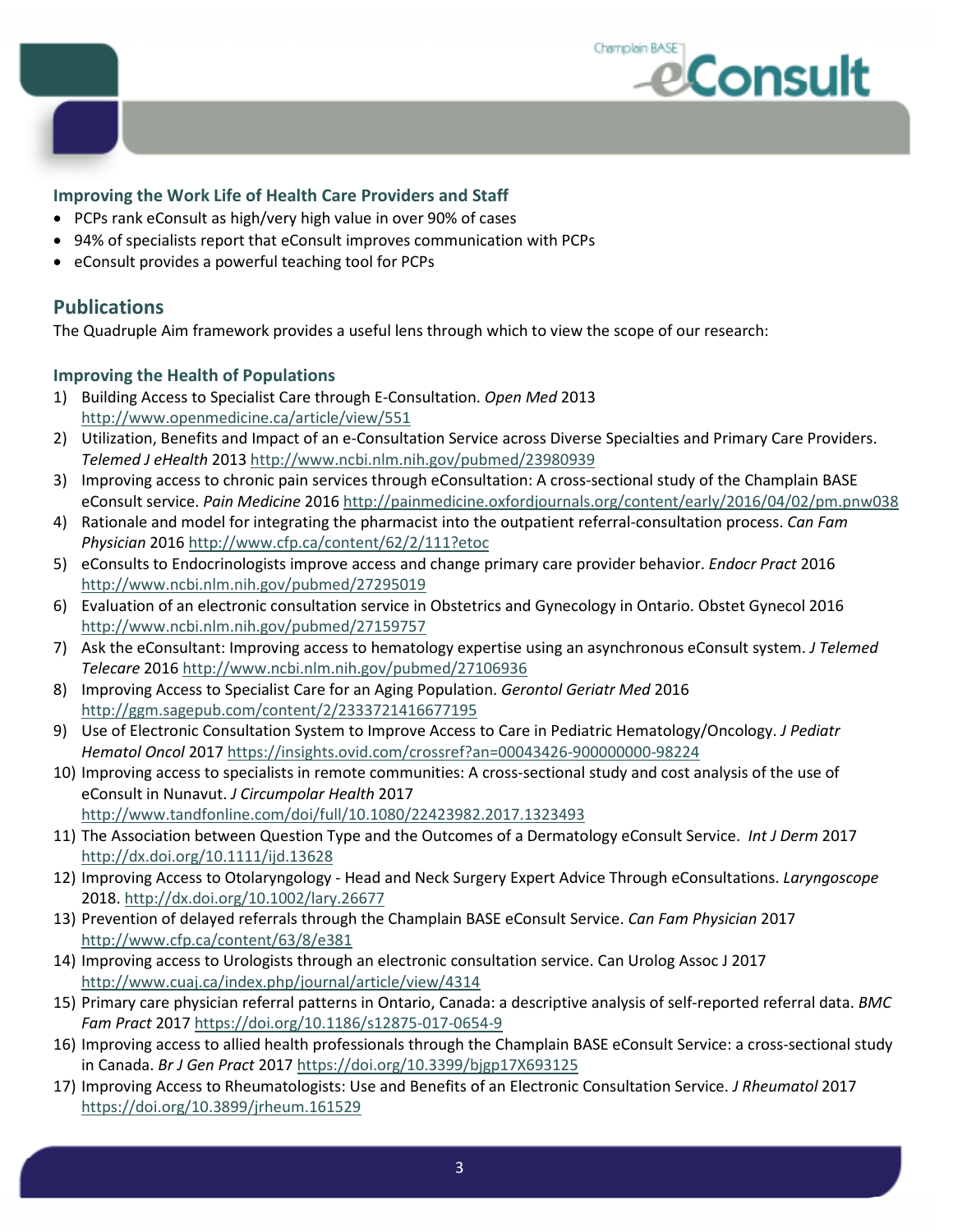### Improving the Work Life of Health Care Providers and Staff

- PCPs rank eConsult as high/very high value in over 90% of cases
- 94% of specialists report that eConsult improves communication with PCPs
- eConsult provides a powerful teaching tool for PCPs

## Publications

The Quadruple Aim framework provides a useful lens through which to view the scope of our research:

### Improving the Health of Populations

1) Building Access to Specialist Care through E-Consultation. *Open Med* 2013 http://www.openmedicine.ca/article/view/551
2) Utilization, Benefits and Impact of an e-Consultation Service across Diverse Specialties and Primary Care Providers. *Telemed J eHealth* 2013 http://www.ncbi.nlm.nih.gov/pubmed/23980939
3) Improving access to chronic pain services through eConsultation: A cross-sectional study of the Champlain BASE eConsult service. *Pain Medicine* 2016 http://painmedicine.oxfordjournals.org/content/early/2016/04/02/pm.pnw038
4) Rationale and model for integrating the pharmacist into the outpatient referral-consultation process. *Can Fam Physician* 2016 http://www.cfp.ca/content/62/2/111?etoc
5) eConsults to Endocrinologists improve access and change primary care provider behavior. *Endocr Pract* 2016 http://www.ncbi.nlm.nih.gov/pubmed/27295019
6) Evaluation of an electronic consultation service in Obstetrics and Gynecology in Ontario. Obstet Gynecol 2016 http://www.ncbi.nlm.nih.gov/pubmed/27159757
7) Ask the eConsultant: Improving access to hematology expertise using an asynchronous eConsult system. *J Telemed Telecare* 2016 http://www.ncbi.nlm.nih.gov/pubmed/27106936
8) Improving Access to Specialist Care for an Aging Population. *Gerontol Geriatr Med* 2016 http://ggm.sagepub.com/content/2/2333721416677195
9) Use of Electronic Consultation System to Improve Access to Care in Pediatric Hematology/Oncology. *J Pediatr Hematol Oncol* 2017 https://insights.ovid.com/crossref?an=00043426-900000000-98224
10) Improving access to specialists in remote communities: A cross-sectional study and cost analysis of the use of eConsult in Nunavut. *J Circumpolar Health* 2017 http://www.tandfonline.com/doi/full/10.1080/22423982.2017.1323493
11) The Association between Question Type and the Outcomes of a Dermatology eConsult Service. *Int J Derm* 2017 http://dx.doi.org/10.1111/ijd.13628
12) Improving Access to Otolaryngology - Head and Neck Surgery Expert Advice Through eConsultations. *Laryngoscope* 2018. http://dx.doi.org/10.1002/lary.26677
13) Prevention of delayed referrals through the Champlain BASE eConsult Service. *Can Fam Physician* 2017 http://www.cfp.ca/content/63/8/e381
14) Improving access to Urologists through an electronic consultation service. Can Urolog Assoc J 2017 http://www.cuaj.ca/index.php/journal/article/view/4314
15) Primary care physician referral patterns in Ontario, Canada: a descriptive analysis of self-reported referral data. *BMC Fam Pract* 2017 https://doi.org/10.1186/s12875-017-0654-9
16) Improving access to allied health professionals through the Champlain BASE eConsult Service: a cross-sectional study in Canada. *Br J Gen Pract* 2017 https://doi.org/10.3399/bjgp17X693125
17) Improving Access to Rheumatologists: Use and Benefits of an Electronic Consultation Service. *J Rheumatol* 2017 https://doi.org/10.3899/jrheum.161529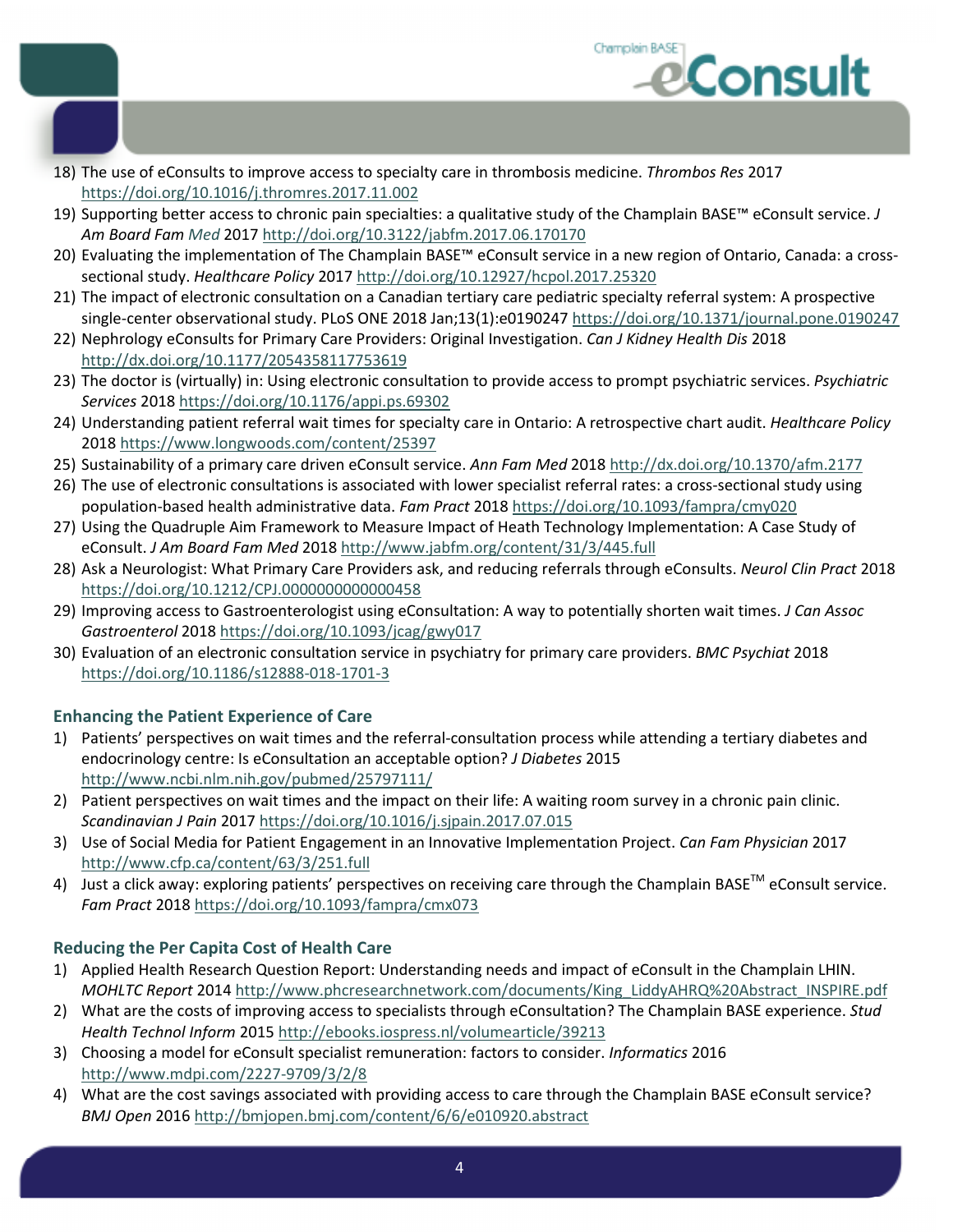18) The use of eConsults to improve access to specialty care in thrombosis medicine. *Thrombos Res* 2017 https://doi.org/10.1016/j.thromres.2017.11.002
19) Supporting better access to chronic pain specialties: a qualitative study of the Champlain BASE™ eConsult service. *J Am Board Fam Med* 2017 http://doi.org/10.3122/jabfm.2017.06.170170
20) Evaluating the implementation of The Champlain BASE™ eConsult service in a new region of Ontario, Canada: a cross-sectional study. *Healthcare Policy* 2017 http://doi.org/10.12927/hcpol.2017.25320
21) The impact of electronic consultation on a Canadian tertiary care pediatric specialty referral system: A prospective single-center observational study. PLoS ONE 2018 Jan;13(1):e0190247 https://doi.org/10.1371/journal.pone.0190247
22) Nephrology eConsults for Primary Care Providers: Original Investigation. *Can J Kidney Health Dis* 2018 http://dx.doi.org/10.1177/2054358117753619
23) The doctor is (virtually) in: Using electronic consultation to provide access to prompt psychiatric services. *Psychiatric Services* 2018 https://doi.org/10.1176/appi.ps.69302
24) Understanding patient referral wait times for specialty care in Ontario: A retrospective chart audit. *Healthcare Policy* 2018 https://www.longwoods.com/content/25397
25) Sustainability of a primary care driven eConsult service. *Ann Fam Med* 2018 http://dx.doi.org/10.1370/afm.2177
26) The use of electronic consultations is associated with lower specialist referral rates: a cross-sectional study using population-based health administrative data. *Fam Pract* 2018 https://doi.org/10.1093/fampra/cmy020
27) Using the Quadruple Aim Framework to Measure Impact of Heath Technology Implementation: A Case Study of eConsult. *J Am Board Fam Med* 2018 http://www.jabfm.org/content/31/3/445.full
28) Ask a Neurologist: What Primary Care Providers ask, and reducing referrals through eConsults. *Neurol Clin Pract* 2018 https://doi.org/10.1212/CPJ.0000000000000458
29) Improving access to Gastroenterologist using eConsultation: A way to potentially shorten wait times. *J Can Assoc Gastroenterol* 2018 https://doi.org/10.1093/jcag/gwy017
30) Evaluation of an electronic consultation service in psychiatry for primary care providers. *BMC Psychiat* 2018 https://doi.org/10.1186/s12888-018-1701-3

### Enhancing the Patient Experience of Care

1) Patients' perspectives on wait times and the referral-consultation process while attending a tertiary diabetes and endocrinology centre: Is eConsultation an acceptable option? *J Diabetes* 2015 http://www.ncbi.nlm.nih.gov/pubmed/25797111/
2) Patient perspectives on wait times and the impact on their life: A waiting room survey in a chronic pain clinic. *Scandinavian J Pain* 2017 https://doi.org/10.1016/j.sjpain.2017.07.015
3) Use of Social Media for Patient Engagement in an Innovative Implementation Project. *Can Fam Physician* 2017 http://www.cfp.ca/content/63/3/251.full
4) Just a click away: exploring patients' perspectives on receiving care through the Champlain BASE™ eConsult service. *Fam Pract* 2018 https://doi.org/10.1093/fampra/cmx073

### Reducing the Per Capita Cost of Health Care

1) Applied Health Research Question Report: Understanding needs and impact of eConsult in the Champlain LHIN. *MOHLTC Report* 2014 http://www.phcresearchnetwork.com/documents/King_LiddyAHRQ%20Abstract_INSPIRE.pdf
2) What are the costs of improving access to specialists through eConsultation? The Champlain BASE experience. *Stud Health Technol Inform* 2015 http://ebooks.iospress.nl/volumearticle/39213
3) Choosing a model for eConsult specialist remuneration: factors to consider. *Informatics* 2016 http://www.mdpi.com/2227-9709/3/2/8
4) What are the cost savings associated with providing access to care through the Champlain BASE eConsult service? *BMJ Open* 2016 http://bmjopen.bmj.com/content/6/6/e010920.abstract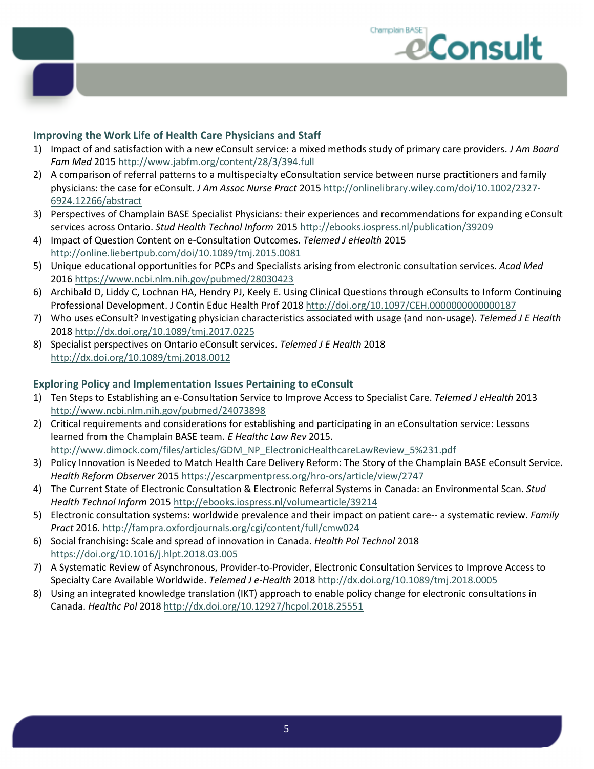## Improving the Work Life of Health Care Physicians and Staff

1) Impact of and satisfaction with a new eConsult service: a mixed methods study of primary care providers. *J Am Board Fam Med* 2015 http://www.jabfm.org/content/28/3/394.full
2) A comparison of referral patterns to a multispecialty eConsultation service between nurse practitioners and family physicians: the case for eConsult. *J Am Assoc Nurse Pract* 2015 http://onlinelibrary.wiley.com/doi/10.1002/2327-6924.12266/abstract
3) Perspectives of Champlain BASE Specialist Physicians: their experiences and recommendations for expanding eConsult services across Ontario. *Stud Health Technol Inform* 2015 http://ebooks.iospress.nl/publication/39209
4) Impact of Question Content on e-Consultation Outcomes. *Telemed J eHealth* 2015 http://online.liebertpub.com/doi/10.1089/tmj.2015.0081
5) Unique educational opportunities for PCPs and Specialists arising from electronic consultation services. *Acad Med* 2016 https://www.ncbi.nlm.nih.gov/pubmed/28030423
6) Archibald D, Liddy C, Lochnan HA, Hendry PJ, Keely E. Using Clinical Questions through eConsults to Inform Continuing Professional Development. J Contin Educ Health Prof 2018 http://doi.org/10.1097/CEH.0000000000000187
7) Who uses eConsult? Investigating physician characteristics associated with usage (and non-usage). *Telemed J E Health* 2018 http://dx.doi.org/10.1089/tmj.2017.0225
8) Specialist perspectives on Ontario eConsult services. *Telemed J E Health* 2018 http://dx.doi.org/10.1089/tmj.2018.0012

## Exploring Policy and Implementation Issues Pertaining to eConsult

1) Ten Steps to Establishing an e-Consultation Service to Improve Access to Specialist Care. *Telemed J eHealth* 2013 http://www.ncbi.nlm.nih.gov/pubmed/24073898
2) Critical requirements and considerations for establishing and participating in an eConsultation service: Lessons learned from the Champlain BASE team. *E Healthc Law Rev* 2015. http://www.dimock.com/files/articles/GDM_NP_ElectronicHealthcareLawReview_5%231.pdf
3) Policy Innovation is Needed to Match Health Care Delivery Reform: The Story of the Champlain BASE eConsult Service. *Health Reform Observer* 2015 https://escarpmentpress.org/hro-ors/article/view/2747
4) The Current State of Electronic Consultation & Electronic Referral Systems in Canada: an Environmental Scan. *Stud Health Technol Inform* 2015 http://ebooks.iospress.nl/volumearticle/39214
5) Electronic consultation systems: worldwide prevalence and their impact on patient care-- a systematic review. *Family Pract* 2016. http://fampra.oxfordjournals.org/cgi/content/full/cmw024
6) Social franchising: Scale and spread of innovation in Canada. *Health Pol Technol* 2018 https://doi.org/10.1016/j.hlpt.2018.03.005
7) A Systematic Review of Asynchronous, Provider-to-Provider, Electronic Consultation Services to Improve Access to Specialty Care Available Worldwide. *Telemed J e-Health* 2018 http://dx.doi.org/10.1089/tmj.2018.0005
8) Using an integrated knowledge translation (IKT) approach to enable policy change for electronic consultations in Canada. *Healthc Pol* 2018 http://dx.doi.org/10.12927/hcpol.2018.25551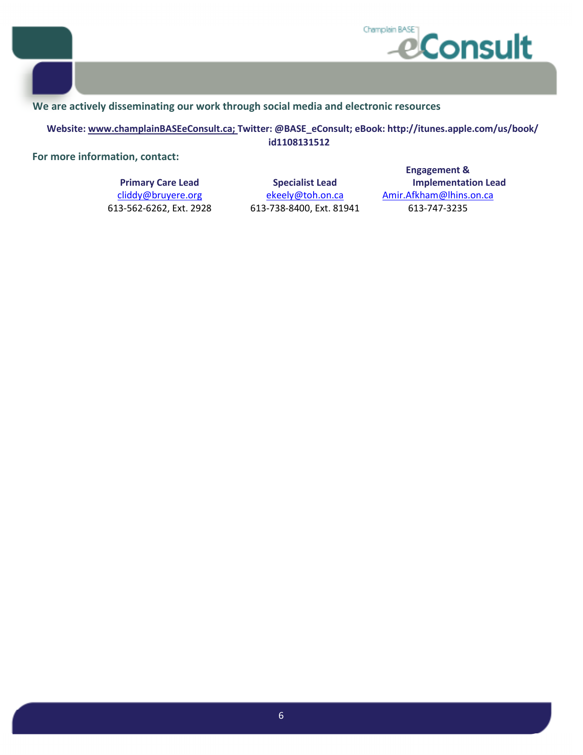## We are actively disseminating our work through social media and electronic resources

**Website: www.champlainBASEeConsult.ca; Twitter: @BASE_eConsult; eBook: http://itunes.apple.com/us/book/id1108131512**

**For more information, contact:**

| Primary Care Lead | Specialist Lead | Engagement & Implementation Lead |
|---|---|---|
| cliddy@bruyere.org | ekeely@toh.on.ca | Amir.Afkham@lhins.on.ca |
| 613-562-6262, Ext. 2928 | 613-738-8400, Ext. 81941 | 613-747-3235 |